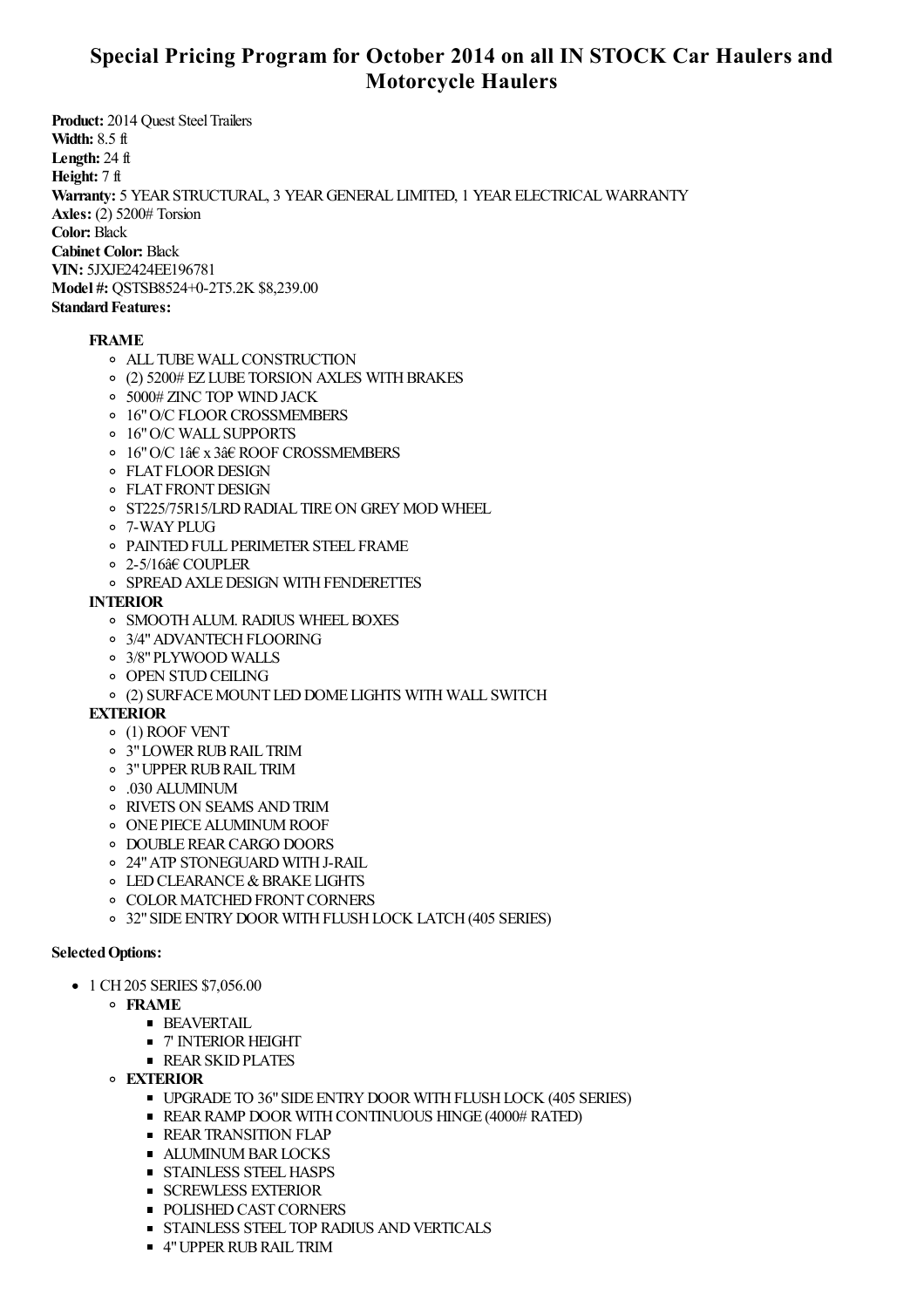# Special Pricing Program for October 2014 on all IN STOCK Car Haulers and Motorcycle Haulers

**Product:** 2014 Quest Steel Trailers
**Width:** 8.5 ft
**Length:** 24 ft
**Height:** 7 ft
**Warranty:** 5 YEAR STRUCTURAL, 3 YEAR GENERAL LIMITED, 1 YEAR ELECTRICAL WARRANTY
**Axles:** (2) 5200# Torsion
**Color:** Black
**Cabinet Color:** Black
**VIN:** 5JXJE2424EE196781
**Model #:** QSTSB8524+0-2T5.2K $8,239.00
**Standard Features:**

- **FRAME**
  - ALL TUBE WALL CONSTRUCTION
  - (2) 5200# EZ LUBE TORSION AXLES WITH BRAKES
  - 5000# ZINC TOP WIND JACK
  - 16" O/C FLOOR CROSSMEMBERS
  - 16" O/C WALL SUPPORTS
  - 16" O/C 1â€ x 3â€ ROOF CROSSMEMBERS
  - FLAT FLOOR DESIGN
  - FLAT FRONT DESIGN
  - ST225/75R15/LRD RADIAL TIRE ON GREY MOD WHEEL
  - 7-WAY PLUG
  - PAINTED FULL PERIMETER STEEL FRAME
  - 2-5/16â€ COUPLER
  - SPREAD AXLE DESIGN WITH FENDERETTES
- **INTERIOR**
  - SMOOTH ALUM. RADIUS WHEEL BOXES
  - 3/4" ADVANTECH FLOORING
  - 3/8" PLYWOOD WALLS
  - OPEN STUD CEILING
  - (2) SURFACE MOUNT LED DOME LIGHTS WITH WALL SWITCH
- **EXTERIOR**
  - (1) ROOF VENT
  - 3" LOWER RUB RAIL TRIM
  - 3" UPPER RUB RAIL TRIM
  - .030 ALUMINUM
  - RIVETS ON SEAMS AND TRIM
  - ONE PIECE ALUMINUM ROOF
  - DOUBLE REAR CARGO DOORS
  - 24" ATP STONEGUARD WITH J-RAIL
  - LED CLEARANCE & BRAKE LIGHTS
  - COLOR MATCHED FRONT CORNERS
  - 32" SIDE ENTRY DOOR WITH FLUSH LOCK LATCH (405 SERIES)

**Selected Options:**

- 1 CH 205 SERIES $7,056.00
  - **FRAME**
    - BEAVERTAIL
    - 7' INTERIOR HEIGHT
    - REAR SKID PLATES
  - **EXTERIOR**
    - UPGRADE TO 36" SIDE ENTRY DOOR WITH FLUSH LOCK (405 SERIES)
    - REAR RAMP DOOR WITH CONTINUOUS HINGE (4000# RATED)
    - REAR TRANSITION FLAP
    - ALUMINUM BAR LOCKS
    - STAINLESS STEEL HASPS
    - SCREWLESS EXTERIOR
    - POLISHED CAST CORNERS
    - STAINLESS STEEL TOP RADIUS AND VERTICALS
    - 4" UPPER RUB RAIL TRIM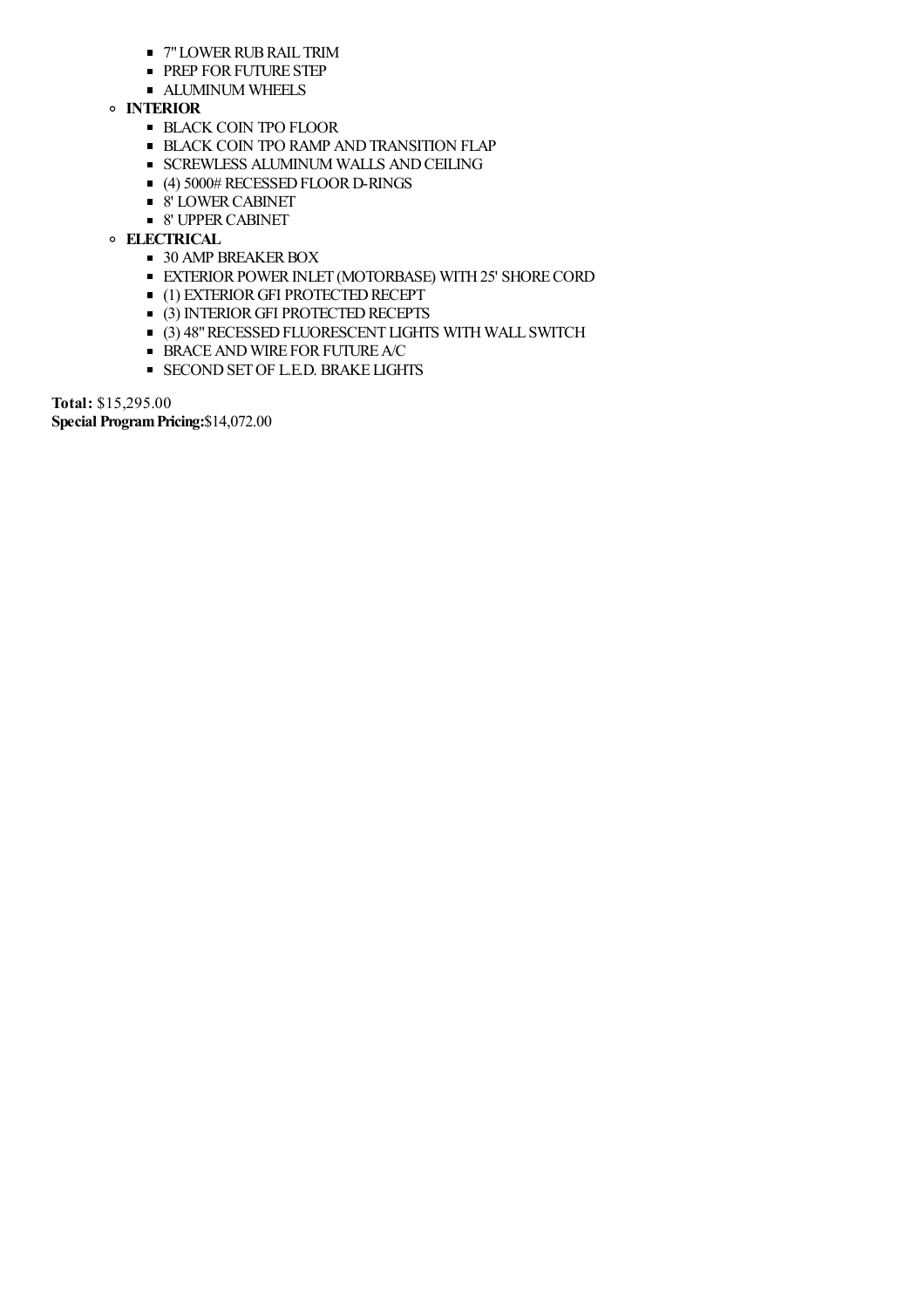- 7" LOWER RUB RAIL TRIM
  - PREP FOR FUTURE STEP
  - ALUMINUM WHEELS
- **INTERIOR**
  - BLACK COIN TPO FLOOR
  - BLACK COIN TPO RAMP AND TRANSITION FLAP
  - SCREWLESS ALUMINUM WALLS AND CEILING
  - (4) 5000# RECESSED FLOOR D-RINGS
  - 8' LOWER CABINET
  - 8' UPPER CABINET
- **ELECTRICAL**
  - 30 AMP BREAKER BOX
  - EXTERIOR POWER INLET (MOTORBASE) WITH 25' SHORE CORD
  - (1) EXTERIOR GFI PROTECTED RECEPT
  - (3) INTERIOR GFI PROTECTED RECEPTS
  - (3) 48" RECESSED FLUORESCENT LIGHTS WITH WALL SWITCH
  - BRACE AND WIRE FOR FUTURE A/C
  - SECOND SET OF L.E.D. BRAKE LIGHTS

**Total:** $15,295.00
**Special Program Pricing:**$14,072.00